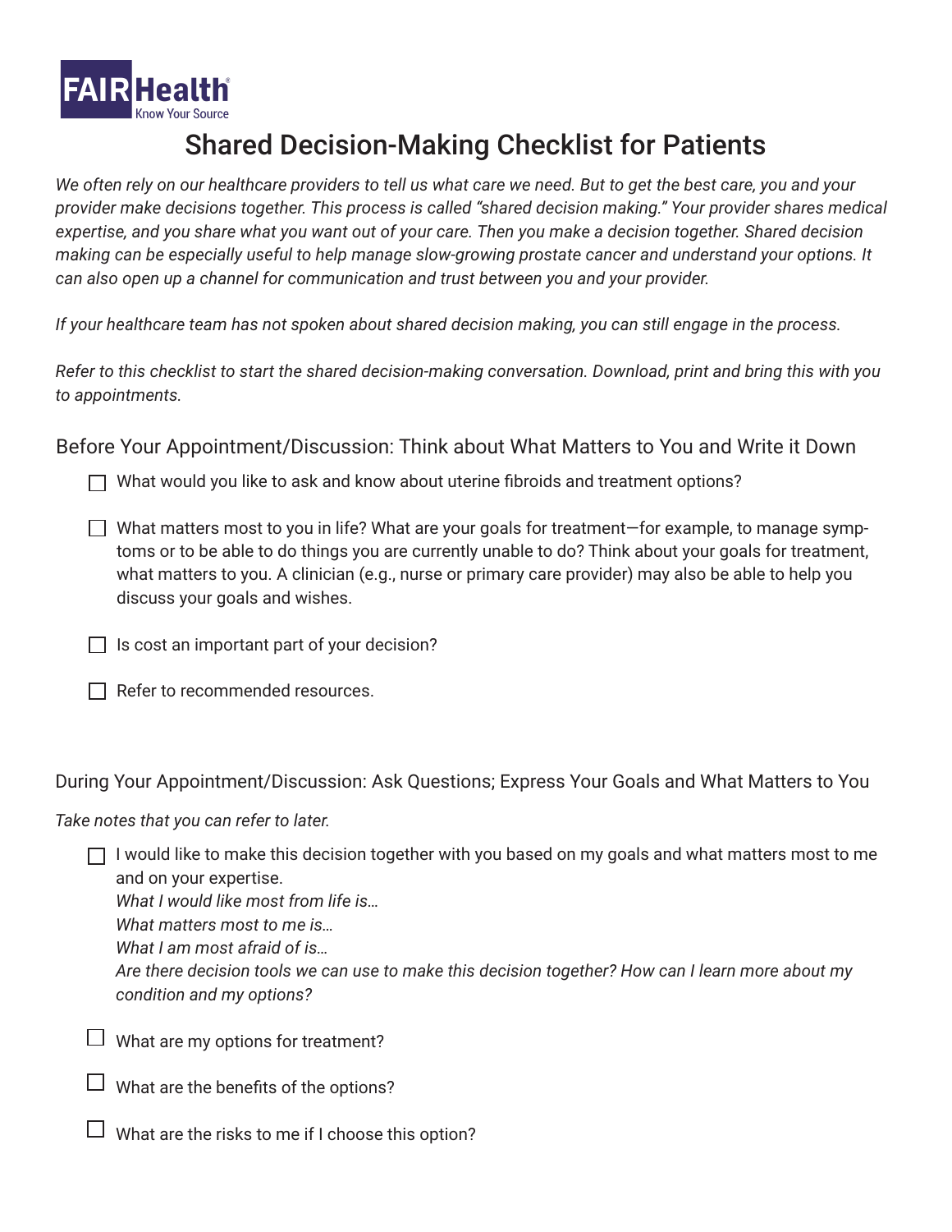FAIR Health
Know Your Source

# Shared Decision-Making Checklist for Patients

*We often rely on our healthcare providers to tell us what care we need. But to get the best care, you and your provider make decisions together. This process is called "shared decision making." Your provider shares medical expertise, and you share what you want out of your care. Then you make a decision together. Shared decision making can be especially useful to help manage slow-growing prostate cancer and understand your options. It can also open up a channel for communication and trust between you and your provider.*

*If your healthcare team has not spoken about shared decision making, you can still engage in the process.*

*Refer to this checklist to start the shared decision-making conversation. Download, print and bring this with you to appointments.*

## Before Your Appointment/Discussion: Think about What Matters to You and Write it Down

- ☐ What would you like to ask and know about uterine fibroids and treatment options?
- ☐ What matters most to you in life? What are your goals for treatment—for example, to manage symptoms or to be able to do things you are currently unable to do? Think about your goals for treatment, what matters to you. A clinician (e.g., nurse or primary care provider) may also be able to help you discuss your goals and wishes.
- ☐ Is cost an important part of your decision?
- ☐ Refer to recommended resources.

## During Your Appointment/Discussion: Ask Questions; Express Your Goals and What Matters to You

*Take notes that you can refer to later.*

- ☐ I would like to make this decision together with you based on my goals and what matters most to me and on your expertise.
  *What I would like most from life is…*
  *What matters most to me is…*
  *What I am most afraid of is…*
  *Are there decision tools we can use to make this decision together? How can I learn more about my condition and my options?*
- ☐ What are my options for treatment?
- ☐ What are the benefits of the options?
- ☐ What are the risks to me if I choose this option?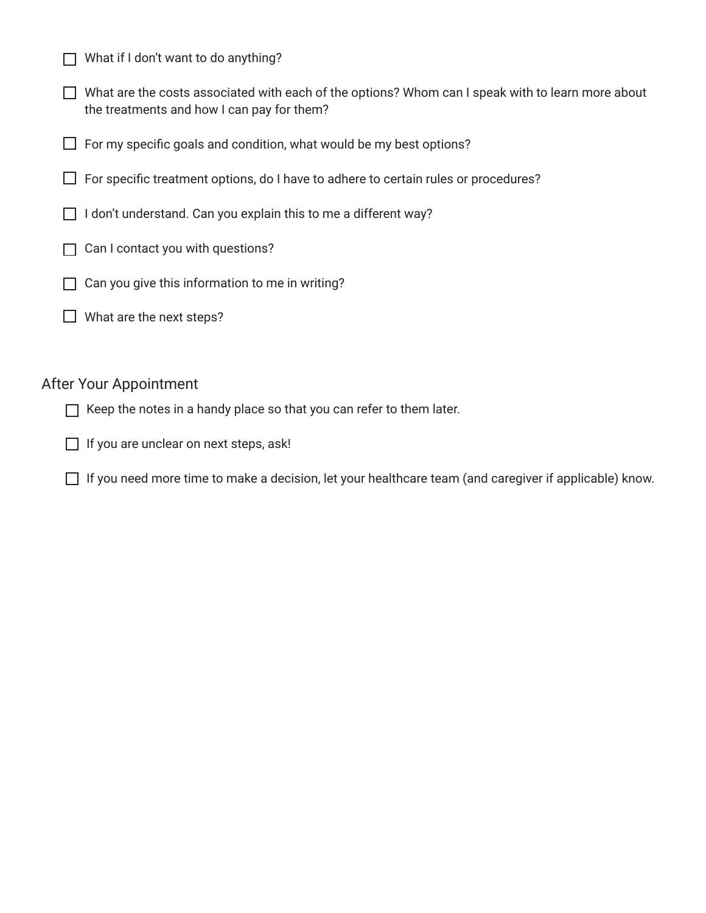- [ ] What if I don't want to do anything?
- [ ] What are the costs associated with each of the options? Whom can I speak with to learn more about the treatments and how I can pay for them?
- [ ] For my specific goals and condition, what would be my best options?
- [ ] For specific treatment options, do I have to adhere to certain rules or procedures?
- [ ] I don't understand. Can you explain this to me a different way?
- [ ] Can I contact you with questions?
- [ ] Can you give this information to me in writing?
- [ ] What are the next steps?

## After Your Appointment

- [ ] Keep the notes in a handy place so that you can refer to them later.
- [ ] If you are unclear on next steps, ask!
- [ ] If you need more time to make a decision, let your healthcare team (and caregiver if applicable) know.